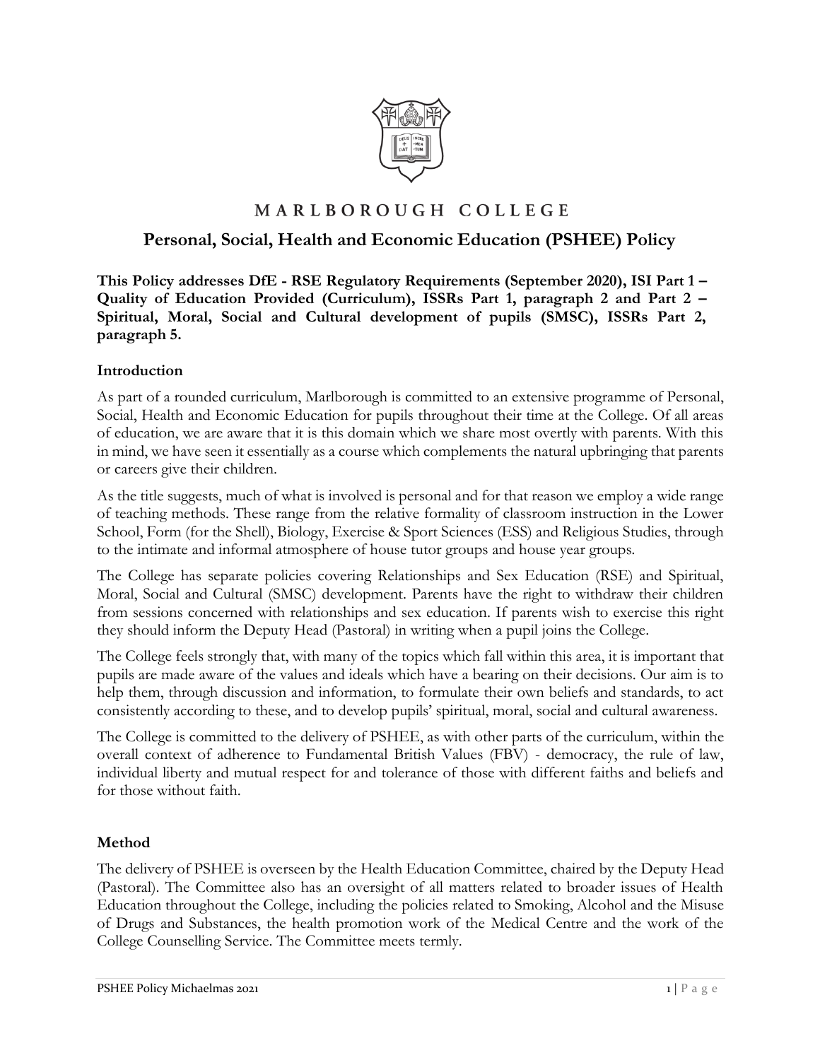MARLBOROUGH COLLEGE

# Personal, Social, Health and Economic Education (PSHEE) Policy

**This Policy addresses DfE - RSE Regulatory Requirements (September 2020), ISI Part 1 – Quality of Education Provided (Curriculum), ISSRs Part 1, paragraph 2 and Part 2 – Spiritual, Moral, Social and Cultural development of pupils (SMSC), ISSRs Part 2, paragraph 5.**

## Introduction

As part of a rounded curriculum, Marlborough is committed to an extensive programme of Personal, Social, Health and Economic Education for pupils throughout their time at the College. Of all areas of education, we are aware that it is this domain which we share most overtly with parents. With this in mind, we have seen it essentially as a course which complements the natural upbringing that parents or careers give their children.

As the title suggests, much of what is involved is personal and for that reason we employ a wide range of teaching methods. These range from the relative formality of classroom instruction in the Lower School, Form (for the Shell), Biology, Exercise & Sport Sciences (ESS) and Religious Studies, through to the intimate and informal atmosphere of house tutor groups and house year groups.

The College has separate policies covering Relationships and Sex Education (RSE) and Spiritual, Moral, Social and Cultural (SMSC) development. Parents have the right to withdraw their children from sessions concerned with relationships and sex education. If parents wish to exercise this right they should inform the Deputy Head (Pastoral) in writing when a pupil joins the College.

The College feels strongly that, with many of the topics which fall within this area, it is important that pupils are made aware of the values and ideals which have a bearing on their decisions. Our aim is to help them, through discussion and information, to formulate their own beliefs and standards, to act consistently according to these, and to develop pupils' spiritual, moral, social and cultural awareness.

The College is committed to the delivery of PSHEE, as with other parts of the curriculum, within the overall context of adherence to Fundamental British Values (FBV) - democracy, the rule of law, individual liberty and mutual respect for and tolerance of those with different faiths and beliefs and for those without faith.

## Method

The delivery of PSHEE is overseen by the Health Education Committee, chaired by the Deputy Head (Pastoral). The Committee also has an oversight of all matters related to broader issues of Health Education throughout the College, including the policies related to Smoking, Alcohol and the Misuse of Drugs and Substances, the health promotion work of the Medical Centre and the work of the College Counselling Service. The Committee meets termly.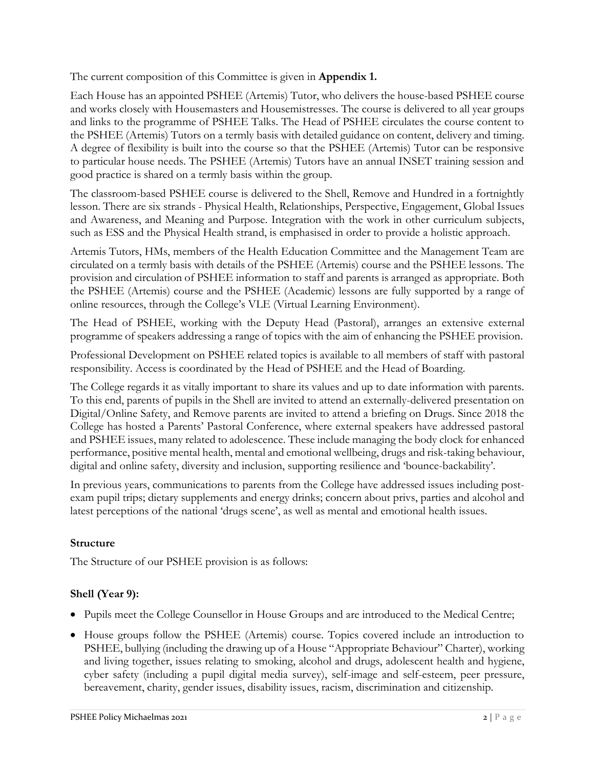The current composition of this Committee is given in **Appendix 1.**

Each House has an appointed PSHEE (Artemis) Tutor, who delivers the house-based PSHEE course and works closely with Housemasters and Housemistresses. The course is delivered to all year groups and links to the programme of PSHEE Talks. The Head of PSHEE circulates the course content to the PSHEE (Artemis) Tutors on a termly basis with detailed guidance on content, delivery and timing. A degree of flexibility is built into the course so that the PSHEE (Artemis) Tutor can be responsive to particular house needs. The PSHEE (Artemis) Tutors have an annual INSET training session and good practice is shared on a termly basis within the group.

The classroom-based PSHEE course is delivered to the Shell, Remove and Hundred in a fortnightly lesson. There are six strands - Physical Health, Relationships, Perspective, Engagement, Global Issues and Awareness, and Meaning and Purpose. Integration with the work in other curriculum subjects, such as ESS and the Physical Health strand, is emphasised in order to provide a holistic approach.

Artemis Tutors, HMs, members of the Health Education Committee and the Management Team are circulated on a termly basis with details of the PSHEE (Artemis) course and the PSHEE lessons. The provision and circulation of PSHEE information to staff and parents is arranged as appropriate. Both the PSHEE (Artemis) course and the PSHEE (Academic) lessons are fully supported by a range of online resources, through the College's VLE (Virtual Learning Environment).

The Head of PSHEE, working with the Deputy Head (Pastoral), arranges an extensive external programme of speakers addressing a range of topics with the aim of enhancing the PSHEE provision.

Professional Development on PSHEE related topics is available to all members of staff with pastoral responsibility. Access is coordinated by the Head of PSHEE and the Head of Boarding.

The College regards it as vitally important to share its values and up to date information with parents. To this end, parents of pupils in the Shell are invited to attend an externally-delivered presentation on Digital/Online Safety, and Remove parents are invited to attend a briefing on Drugs. Since 2018 the College has hosted a Parents' Pastoral Conference, where external speakers have addressed pastoral and PSHEE issues, many related to adolescence. These include managing the body clock for enhanced performance, positive mental health, mental and emotional wellbeing, drugs and risk-taking behaviour, digital and online safety, diversity and inclusion, supporting resilience and 'bounce-backability'.

In previous years, communications to parents from the College have addressed issues including post-exam pupil trips; dietary supplements and energy drinks; concern about privs, parties and alcohol and latest perceptions of the national 'drugs scene', as well as mental and emotional health issues.

### Structure

The Structure of our PSHEE provision is as follows:

### Shell (Year 9):

- Pupils meet the College Counsellor in House Groups and are introduced to the Medical Centre;
- House groups follow the PSHEE (Artemis) course. Topics covered include an introduction to PSHEE, bullying (including the drawing up of a House "Appropriate Behaviour" Charter), working and living together, issues relating to smoking, alcohol and drugs, adolescent health and hygiene, cyber safety (including a pupil digital media survey), self-image and self-esteem, peer pressure, bereavement, charity, gender issues, disability issues, racism, discrimination and citizenship.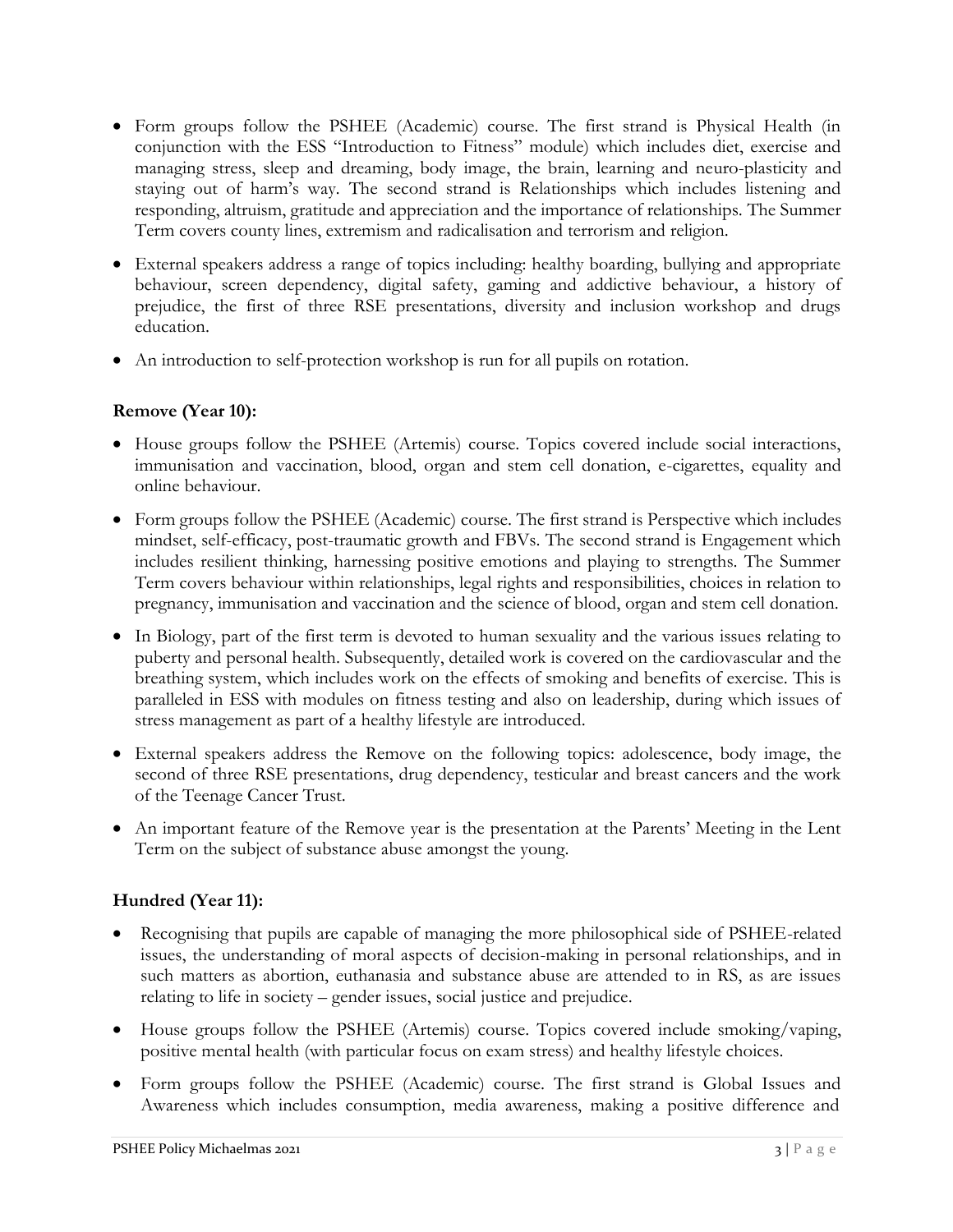- Form groups follow the PSHEE (Academic) course. The first strand is Physical Health (in conjunction with the ESS "Introduction to Fitness" module) which includes diet, exercise and managing stress, sleep and dreaming, body image, the brain, learning and neuro-plasticity and staying out of harm's way. The second strand is Relationships which includes listening and responding, altruism, gratitude and appreciation and the importance of relationships. The Summer Term covers county lines, extremism and radicalisation and terrorism and religion.
- External speakers address a range of topics including: healthy boarding, bullying and appropriate behaviour, screen dependency, digital safety, gaming and addictive behaviour, a history of prejudice, the first of three RSE presentations, diversity and inclusion workshop and drugs education.
- An introduction to self-protection workshop is run for all pupils on rotation.

**Remove (Year 10):**

- House groups follow the PSHEE (Artemis) course. Topics covered include social interactions, immunisation and vaccination, blood, organ and stem cell donation, e-cigarettes, equality and online behaviour.
- Form groups follow the PSHEE (Academic) course. The first strand is Perspective which includes mindset, self-efficacy, post-traumatic growth and FBVs. The second strand is Engagement which includes resilient thinking, harnessing positive emotions and playing to strengths. The Summer Term covers behaviour within relationships, legal rights and responsibilities, choices in relation to pregnancy, immunisation and vaccination and the science of blood, organ and stem cell donation.
- In Biology, part of the first term is devoted to human sexuality and the various issues relating to puberty and personal health. Subsequently, detailed work is covered on the cardiovascular and the breathing system, which includes work on the effects of smoking and benefits of exercise. This is paralleled in ESS with modules on fitness testing and also on leadership, during which issues of stress management as part of a healthy lifestyle are introduced.
- External speakers address the Remove on the following topics: adolescence, body image, the second of three RSE presentations, drug dependency, testicular and breast cancers and the work of the Teenage Cancer Trust.
- An important feature of the Remove year is the presentation at the Parents' Meeting in the Lent Term on the subject of substance abuse amongst the young.

**Hundred (Year 11):**

- Recognising that pupils are capable of managing the more philosophical side of PSHEE-related issues, the understanding of moral aspects of decision-making in personal relationships, and in such matters as abortion, euthanasia and substance abuse are attended to in RS, as are issues relating to life in society – gender issues, social justice and prejudice.
- House groups follow the PSHEE (Artemis) course. Topics covered include smoking/vaping, positive mental health (with particular focus on exam stress) and healthy lifestyle choices.
- Form groups follow the PSHEE (Academic) course. The first strand is Global Issues and Awareness which includes consumption, media awareness, making a positive difference and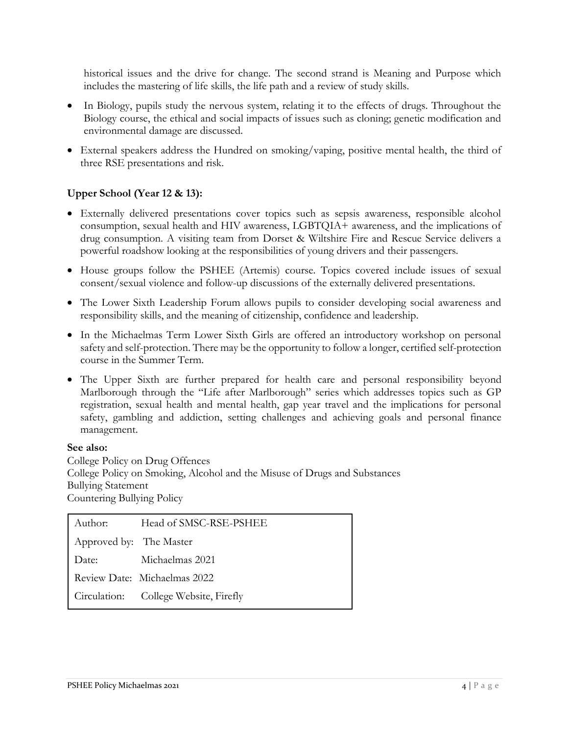historical issues and the drive for change. The second strand is Meaning and Purpose which includes the mastering of life skills, the life path and a review of study skills.

- In Biology, pupils study the nervous system, relating it to the effects of drugs. Throughout the Biology course, the ethical and social impacts of issues such as cloning; genetic modification and environmental damage are discussed.
- External speakers address the Hundred on smoking/vaping, positive mental health, the third of three RSE presentations and risk.

### Upper School (Year 12 & 13):

- Externally delivered presentations cover topics such as sepsis awareness, responsible alcohol consumption, sexual health and HIV awareness, LGBTQIA+ awareness, and the implications of drug consumption. A visiting team from Dorset & Wiltshire Fire and Rescue Service delivers a powerful roadshow looking at the responsibilities of young drivers and their passengers.
- House groups follow the PSHEE (Artemis) course. Topics covered include issues of sexual consent/sexual violence and follow-up discussions of the externally delivered presentations.
- The Lower Sixth Leadership Forum allows pupils to consider developing social awareness and responsibility skills, and the meaning of citizenship, confidence and leadership.
- In the Michaelmas Term Lower Sixth Girls are offered an introductory workshop on personal safety and self-protection. There may be the opportunity to follow a longer, certified self-protection course in the Summer Term.
- The Upper Sixth are further prepared for health care and personal responsibility beyond Marlborough through the "Life after Marlborough" series which addresses topics such as GP registration, sexual health and mental health, gap year travel and the implications for personal safety, gambling and addiction, setting challenges and achieving goals and personal finance management.

**See also:**
College Policy on Drug Offences
College Policy on Smoking, Alcohol and the Misuse of Drugs and Substances
Bullying Statement
Countering Bullying Policy

| | |
|---|---|
| Author: | Head of SMSC-RSE-PSHEE |
| Approved by: | The Master |
| Date: | Michaelmas 2021 |
| Review Date: | Michaelmas 2022 |
| Circulation: | College Website, Firefly |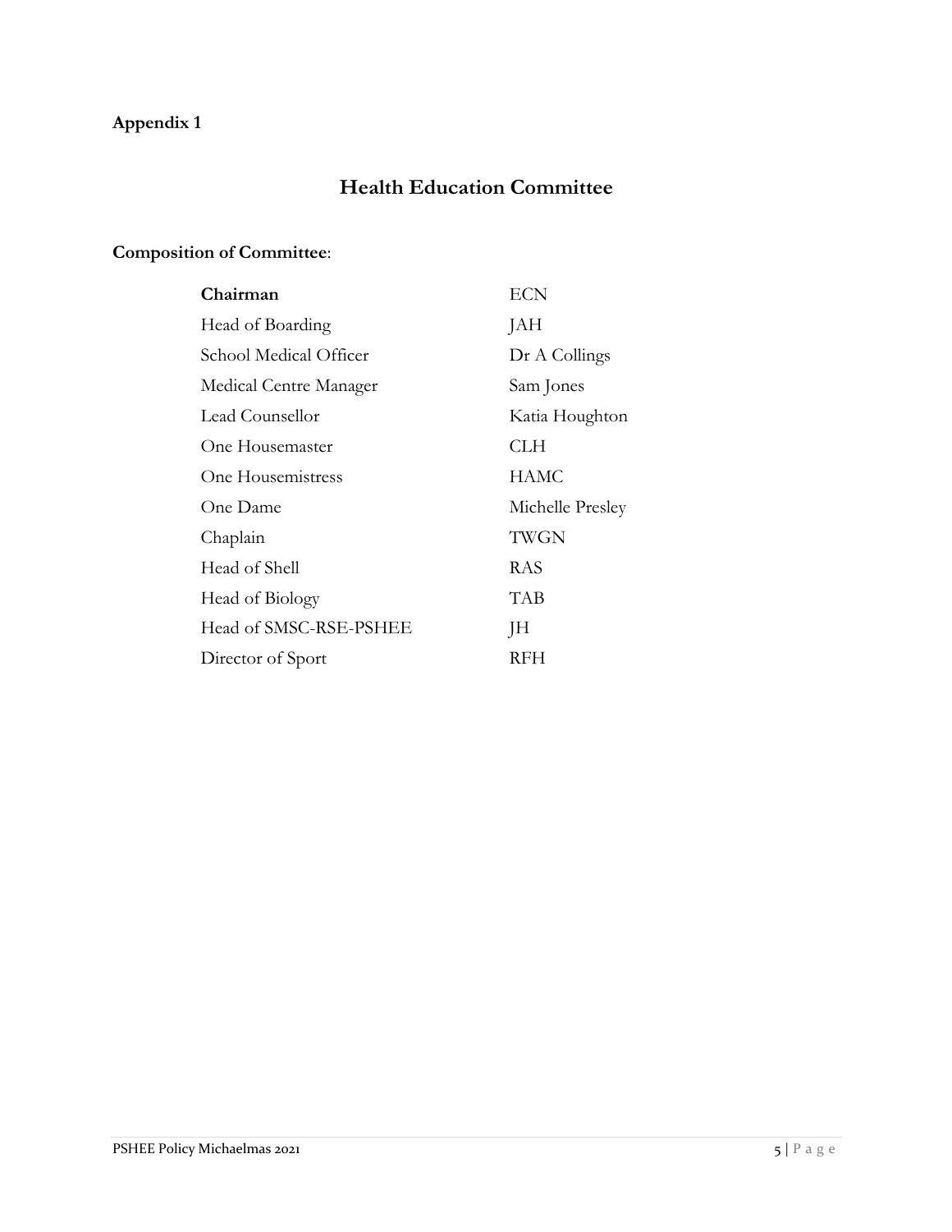**Appendix 1**

# Health Education Committee

**Composition of Committee**:

| | |
|---|---|
| **Chairman** | ECN |
| Head of Boarding | JAH |
| School Medical Officer | Dr A Collings |
| Medical Centre Manager | Sam Jones |
| Lead Counsellor | Katia Houghton |
| One Housemaster | CLH |
| One Housemistress | HAMC |
| One Dame | Michelle Presley |
| Chaplain | TWGN |
| Head of Shell | RAS |
| Head of Biology | TAB |
| Head of SMSC-RSE-PSHEE | JH |
| Director of Sport | RFH |